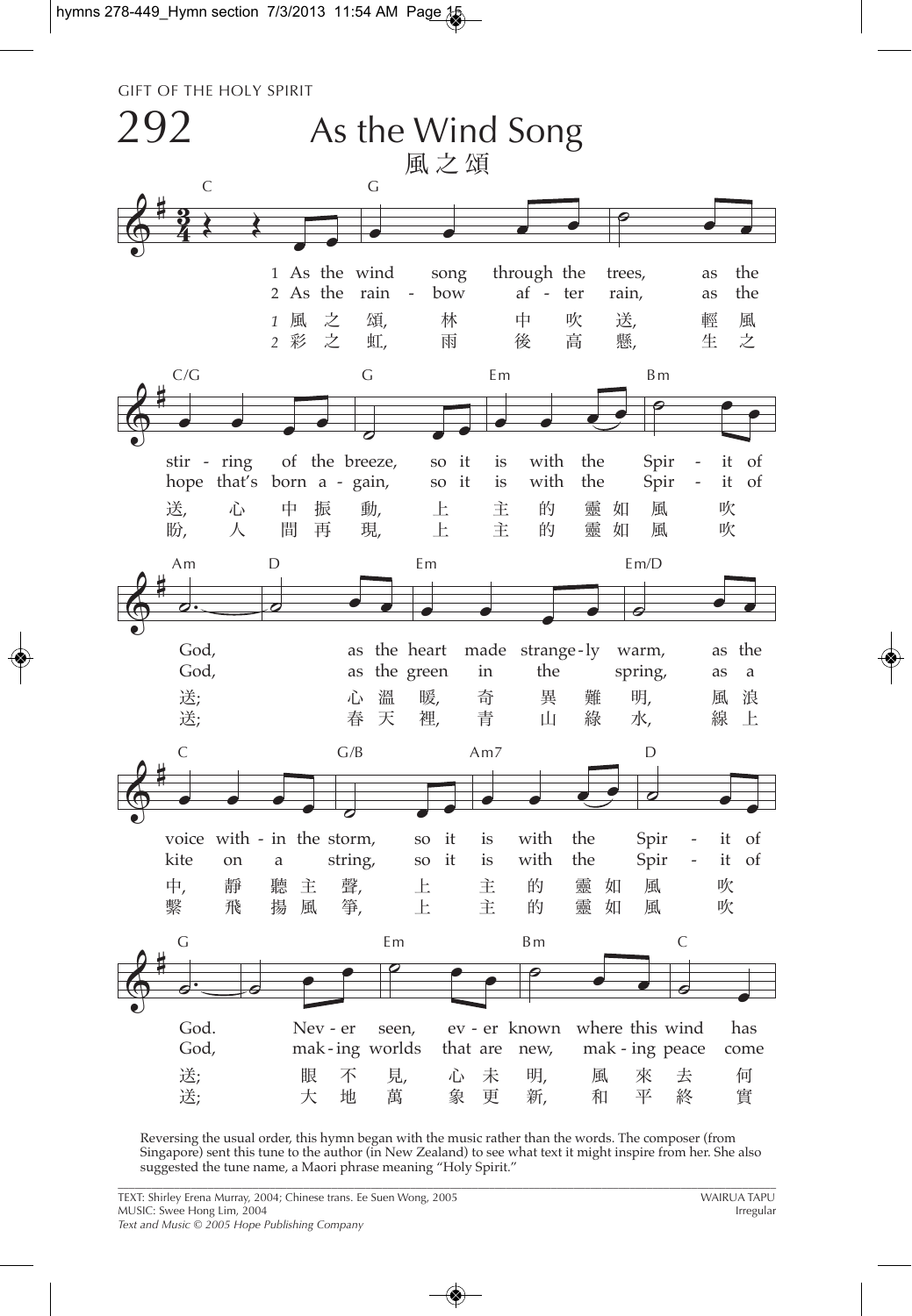GIFT OF THE HOLY SPIRIT

# 292 As the Wind Song

## 風之頌

1 As the wind song through the trees, as the stir - ring of the breeze, so it is with the Spir - it of God, as the heart made strange-ly warm, as the voice with - in the storm, so it is with the Spir - it of God. Nev - er seen, ev - er known where this wind has

2 As the rain - bow af - ter rain, as the hope that's born a - gain, so it is with the Spir - it of God, as the green in the spring, as a kite on a string, so it is with the Spir - it of God, mak - ing worlds that are new, mak - ing peace come

*1* 風之頌, 林中吹送, 輕風送, 心中振動, 上主的靈如風吹送; 心溫暖, 奇異難明, 風浪中, 靜聽主聲, 上主的靈如風吹送; 眼不見, 心未明, 風來去何

*2* 彩之虹, 雨後高懸, 生之盼, 人間再現, 上主的靈如風吹送; 春天裡, 青山綠水, 線上繫飛揚風箏, 上主的靈如風吹送; 大地萬象更新, 和平終實

Reversing the usual order, this hymn began with the music rather than the words. The composer (from Singapore) sent this tune to the author (in New Zealand) to see what text it might inspire from her. She also suggested the tune name, a Maori phrase meaning "Holy Spirit."

TEXT: Shirley Erena Murray, 2004; Chinese trans. Ee Suen Wong, 2005
MUSIC: Swee Hong Lim, 2004
*Text and Music © 2005 Hope Publishing Company*

WAIRUA TAPU
Irregular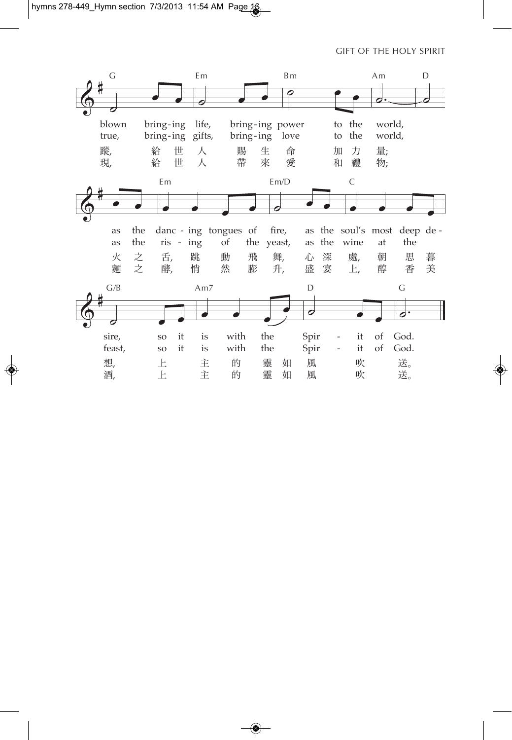GIFT OF THE HOLY SPIRIT

G Em Bm Am D

blown bring-ing life, bring-ing power to the world,
true, bring-ing gifts, bring-ing love to the world,

蹤, 給 世 人 賜 生 命 加 力 量;
現, 給 世 人 帶 來 愛 和 禮 物;

Em Em/D C

as the danc - ing tongues of fire, as the soul's most deep de -
as the ris - ing of the yeast, as the wine at the

火 之 舌, 跳 動 飛 舞, 心 深 處, 朝 思 暮
麵 之 酵, 悄 然 膨 升, 盛 宴 上, 醇 香 美

G/B Am7 D G

sire, so it is with the Spir - it of God.
feast, so it is with the Spir - it of God.

想, 上 主 的 靈 如 風 吹 送。
酒, 上 主 的 靈 如 風 吹 送。